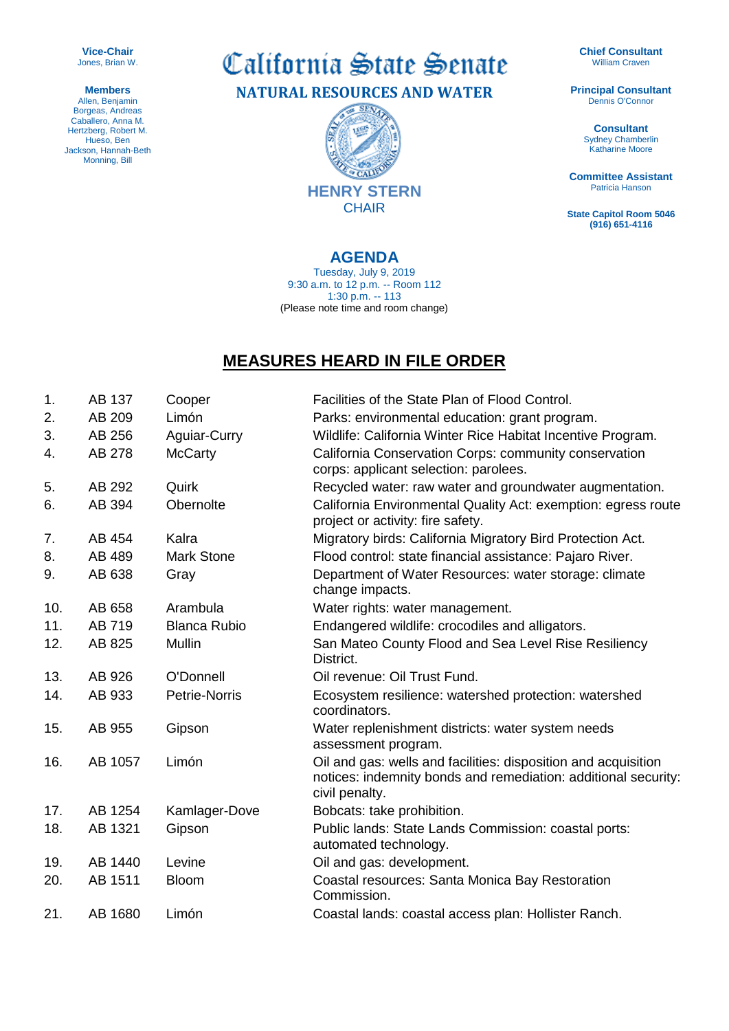**Vice-Chair**
Jones, Brian W.

**Members**
Allen, Benjamin
Borgeas, Andreas
Caballero, Anna M.
Hertzberg, Robert M.
Hueso, Ben
Jackson, Hannah-Beth
Monning, Bill

# California State Senate

## NATURAL RESOURCES AND WATER

**HENRY STERN**
CHAIR

**Chief Consultant**
William Craven

**Principal Consultant**
Dennis O'Connor

**Consultant**
Sydney Chamberlin
Katharine Moore

**Committee Assistant**
Patricia Hanson

**State Capitol Room 5046**
**(916) 651-4116**

## AGENDA

Tuesday, July 9, 2019
9:30 a.m. to 12 p.m. -- Room 112
1:30 p.m. -- 113
(Please note time and room change)

## MEASURES HEARD IN FILE ORDER

| | | | |
|---|---|---|---|
| 1. | AB 137 | Cooper | Facilities of the State Plan of Flood Control. |
| 2. | AB 209 | Limón | Parks: environmental education: grant program. |
| 3. | AB 256 | Aguiar-Curry | Wildlife: California Winter Rice Habitat Incentive Program. |
| 4. | AB 278 | McCarty | California Conservation Corps: community conservation corps: applicant selection: parolees. |
| 5. | AB 292 | Quirk | Recycled water: raw water and groundwater augmentation. |
| 6. | AB 394 | Obernolte | California Environmental Quality Act: exemption: egress route project or activity: fire safety. |
| 7. | AB 454 | Kalra | Migratory birds: California Migratory Bird Protection Act. |
| 8. | AB 489 | Mark Stone | Flood control: state financial assistance: Pajaro River. |
| 9. | AB 638 | Gray | Department of Water Resources: water storage: climate change impacts. |
| 10. | AB 658 | Arambula | Water rights: water management. |
| 11. | AB 719 | Blanca Rubio | Endangered wildlife: crocodiles and alligators. |
| 12. | AB 825 | Mullin | San Mateo County Flood and Sea Level Rise Resiliency District. |
| 13. | AB 926 | O'Donnell | Oil revenue: Oil Trust Fund. |
| 14. | AB 933 | Petrie-Norris | Ecosystem resilience: watershed protection: watershed coordinators. |
| 15. | AB 955 | Gipson | Water replenishment districts: water system needs assessment program. |
| 16. | AB 1057 | Limón | Oil and gas: wells and facilities: disposition and acquisition notices: indemnity bonds and remediation: additional security: civil penalty. |
| 17. | AB 1254 | Kamlager-Dove | Bobcats: take prohibition. |
| 18. | AB 1321 | Gipson | Public lands: State Lands Commission: coastal ports: automated technology. |
| 19. | AB 1440 | Levine | Oil and gas: development. |
| 20. | AB 1511 | Bloom | Coastal resources: Santa Monica Bay Restoration Commission. |
| 21. | AB 1680 | Limón | Coastal lands: coastal access plan: Hollister Ranch. |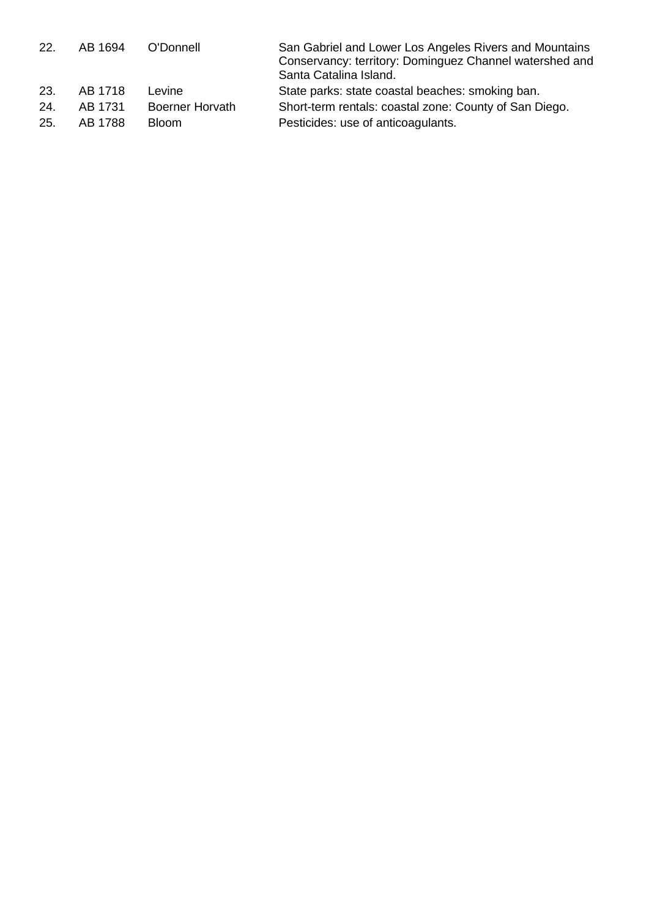| | | | |
|---|---|---|---|
| 22. | AB 1694 | O'Donnell | San Gabriel and Lower Los Angeles Rivers and Mountains Conservancy: territory: Dominguez Channel watershed and Santa Catalina Island. |
| 23. | AB 1718 | Levine | State parks: state coastal beaches: smoking ban. |
| 24. | AB 1731 | Boerner Horvath | Short-term rentals: coastal zone: County of San Diego. |
| 25. | AB 1788 | Bloom | Pesticides: use of anticoagulants. |